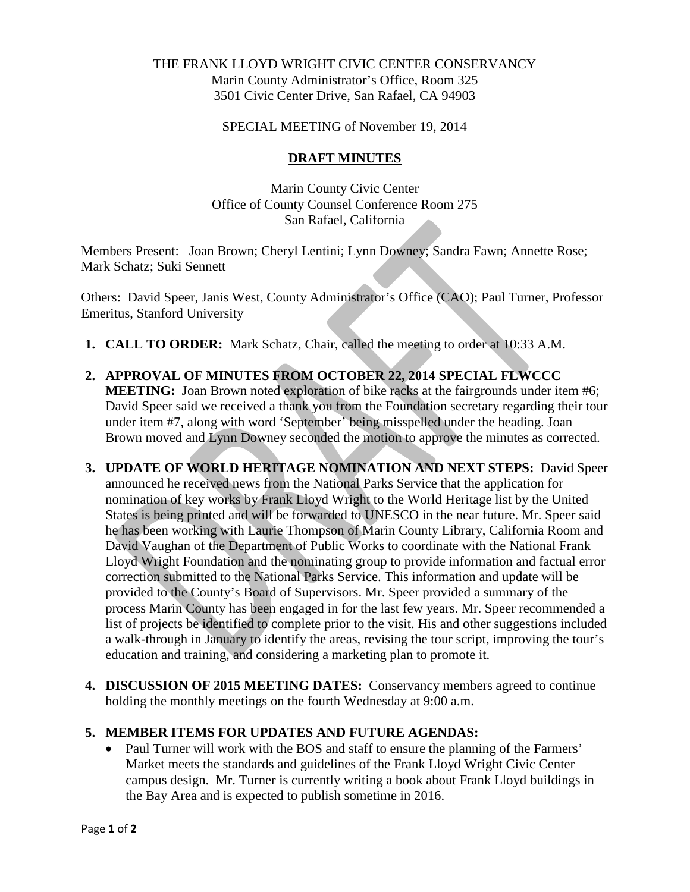THE FRANK LLOYD WRIGHT CIVIC CENTER CONSERVANCY
Marin County Administrator's Office, Room 325
3501 Civic Center Drive, San Rafael, CA 94903

SPECIAL MEETING of November 19, 2014

**DRAFT MINUTES**

Marin County Civic Center
Office of County Counsel Conference Room 275
San Rafael, California

Members Present: Joan Brown; Cheryl Lentini; Lynn Downey; Sandra Fawn; Annette Rose; Mark Schatz; Suki Sennett

Others: David Speer, Janis West, County Administrator's Office (CAO); Paul Turner, Professor Emeritus, Stanford University

1. **CALL TO ORDER:** Mark Schatz, Chair, called the meeting to order at 10:33 A.M.

2. **APPROVAL OF MINUTES FROM OCTOBER 22, 2014 SPECIAL FLWCCC MEETING:** Joan Brown noted exploration of bike racks at the fairgrounds under item #6; David Speer said we received a thank you from the Foundation secretary regarding their tour under item #7, along with word 'September' being misspelled under the heading. Joan Brown moved and Lynn Downey seconded the motion to approve the minutes as corrected.

3. **UPDATE OF WORLD HERITAGE NOMINATION AND NEXT STEPS:** David Speer announced he received news from the National Parks Service that the application for nomination of key works by Frank Lloyd Wright to the World Heritage list by the United States is being printed and will be forwarded to UNESCO in the near future. Mr. Speer said he has been working with Laurie Thompson of Marin County Library, California Room and David Vaughan of the Department of Public Works to coordinate with the National Frank Lloyd Wright Foundation and the nominating group to provide information and factual error correction submitted to the National Parks Service. This information and update will be provided to the County's Board of Supervisors. Mr. Speer provided a summary of the process Marin County has been engaged in for the last few years. Mr. Speer recommended a list of projects be identified to complete prior to the visit. His and other suggestions included a walk-through in January to identify the areas, revising the tour script, improving the tour's education and training, and considering a marketing plan to promote it.

4. **DISCUSSION OF 2015 MEETING DATES:** Conservancy members agreed to continue holding the monthly meetings on the fourth Wednesday at 9:00 a.m.

5. **MEMBER ITEMS FOR UPDATES AND FUTURE AGENDAS:**
   - Paul Turner will work with the BOS and staff to ensure the planning of the Farmers' Market meets the standards and guidelines of the Frank Lloyd Wright Civic Center campus design. Mr. Turner is currently writing a book about Frank Lloyd buildings in the Bay Area and is expected to publish sometime in 2016.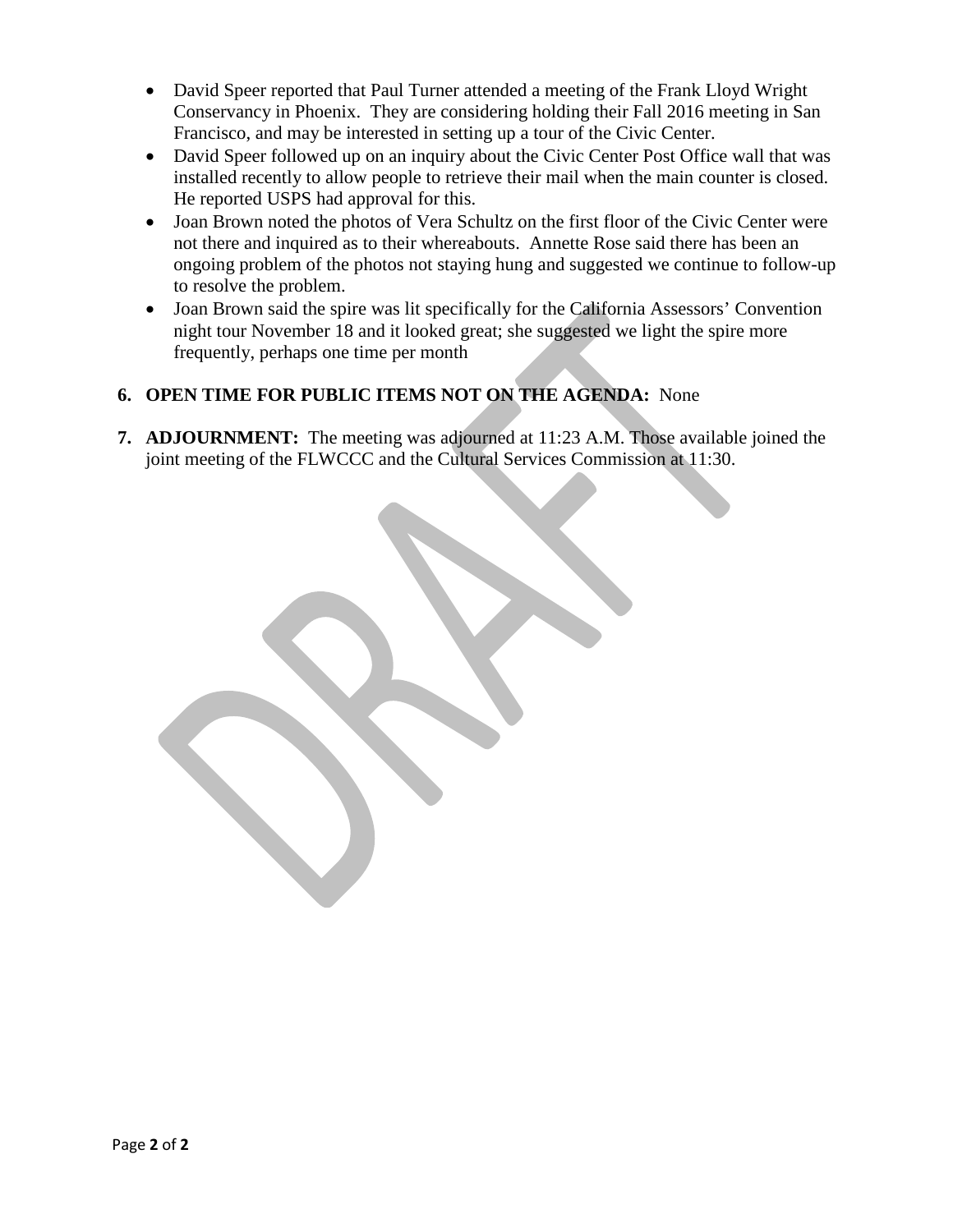- David Speer reported that Paul Turner attended a meeting of the Frank Lloyd Wright Conservancy in Phoenix. They are considering holding their Fall 2016 meeting in San Francisco, and may be interested in setting up a tour of the Civic Center.
- David Speer followed up on an inquiry about the Civic Center Post Office wall that was installed recently to allow people to retrieve their mail when the main counter is closed. He reported USPS had approval for this.
- Joan Brown noted the photos of Vera Schultz on the first floor of the Civic Center were not there and inquired as to their whereabouts. Annette Rose said there has been an ongoing problem of the photos not staying hung and suggested we continue to follow-up to resolve the problem.
- Joan Brown said the spire was lit specifically for the California Assessors' Convention night tour November 18 and it looked great; she suggested we light the spire more frequently, perhaps one time per month

**6. OPEN TIME FOR PUBLIC ITEMS NOT ON THE AGENDA:** None

**7. ADJOURNMENT:** The meeting was adjourned at 11:23 A.M. Those available joined the joint meeting of the FLWCCC and the Cultural Services Commission at 11:30.